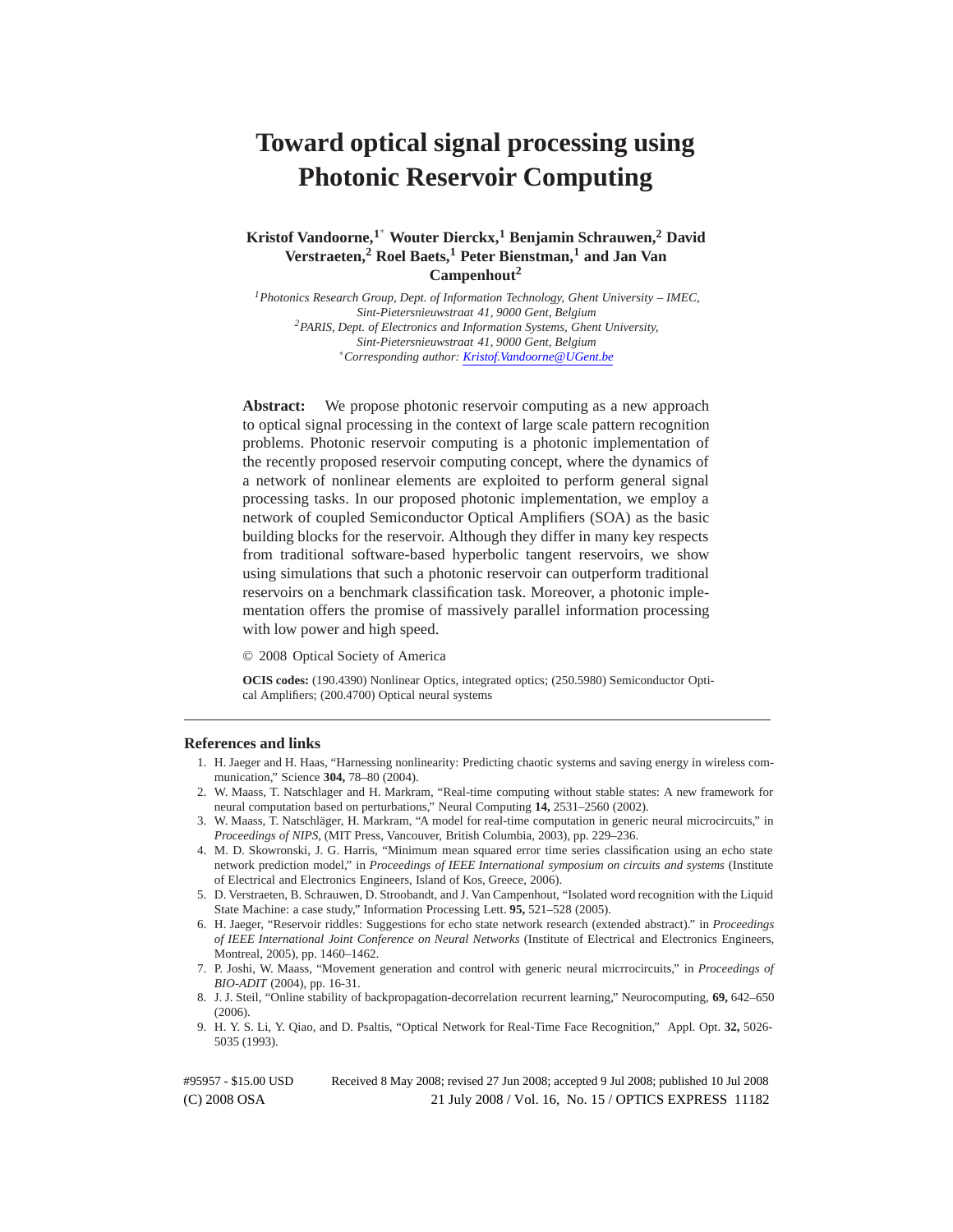# Toward optical signal processing using Photonic Reservoir Computing

**Kristof Vandoorne,[1*] Wouter Dierckx,[1] Benjamin Schrauwen,[2] David Verstraeten,[2] Roel Baets,[1] Peter Bienstman,[1] and Jan Van Campenhout[2]**

*[1]Photonics Research Group, Dept. of Information Technology, Ghent University – IMEC, Sint-Pietersnieuwstraat 41, 9000 Gent, Belgium*
*[2]PARIS, Dept. of Electronics and Information Systems, Ghent University, Sint-Pietersnieuwstraat 41, 9000 Gent, Belgium*
*[*]Corresponding author: Kristof.Vandoorne@UGent.be*

**Abstract:** We propose photonic reservoir computing as a new approach to optical signal processing in the context of large scale pattern recognition problems. Photonic reservoir computing is a photonic implementation of the recently proposed reservoir computing concept, where the dynamics of a network of nonlinear elements are exploited to perform general signal processing tasks. In our proposed photonic implementation, we employ a network of coupled Semiconductor Optical Amplifiers (SOA) as the basic building blocks for the reservoir. Although they differ in many key respects from traditional software-based hyperbolic tangent reservoirs, we show using simulations that such a photonic reservoir can outperform traditional reservoirs on a benchmark classification task. Moreover, a photonic implementation offers the promise of massively parallel information processing with low power and high speed.

© 2008 Optical Society of America

**OCIS codes:** (190.4390) Nonlinear Optics, integrated optics; (250.5980) Semiconductor Optical Amplifiers; (200.4700) Optical neural systems

## References and links

1. H. Jaeger and H. Haas, "Harnessing nonlinearity: Predicting chaotic systems and saving energy in wireless communication," Science **304,** 78–80 (2004).
2. W. Maass, T. Natschlager and H. Markram, "Real-time computing without stable states: A new framework for neural computation based on perturbations," Neural Computing **14,** 2531–2560 (2002).
3. W. Maass, T. Natschläger, H. Markram, "A model for real-time computation in generic neural microcircuits," in *Proceedings of NIPS*, (MIT Press, Vancouver, British Columbia, 2003), pp. 229–236.
4. M. D. Skowronski, J. G. Harris, "Minimum mean squared error time series classification using an echo state network prediction model," in *Proceedings of IEEE International symposium on circuits and systems* (Institute of Electrical and Electronics Engineers, Island of Kos, Greece, 2006).
5. D. Verstraeten, B. Schrauwen, D. Stroobandt, and J. Van Campenhout, "Isolated word recognition with the Liquid State Machine: a case study," Information Processing Lett. **95,** 521–528 (2005).
6. H. Jaeger, "Reservoir riddles: Suggestions for echo state network research (extended abstract)." in *Proceedings of IEEE International Joint Conference on Neural Networks* (Institute of Electrical and Electronics Engineers, Montreal, 2005), pp. 1460–1462.
7. P. Joshi, W. Maass, "Movement generation and control with generic neural micrrocircuits," in *Proceedings of BIO-ADIT* (2004), pp. 16-31.
8. J. J. Steil, "Online stability of backpropagation-decorrelation recurrent learning," Neurocomputing, **69,** 642–650 (2006).
9. H. Y. S. Li, Y. Qiao, and D. Psaltis, "Optical Network for Real-Time Face Recognition," Appl. Opt. **32,** 5026-5035 (1993).

#95957 - $15.00 USD Received 8 May 2008; revised 27 Jun 2008; accepted 9 Jul 2008; published 10 Jul 2008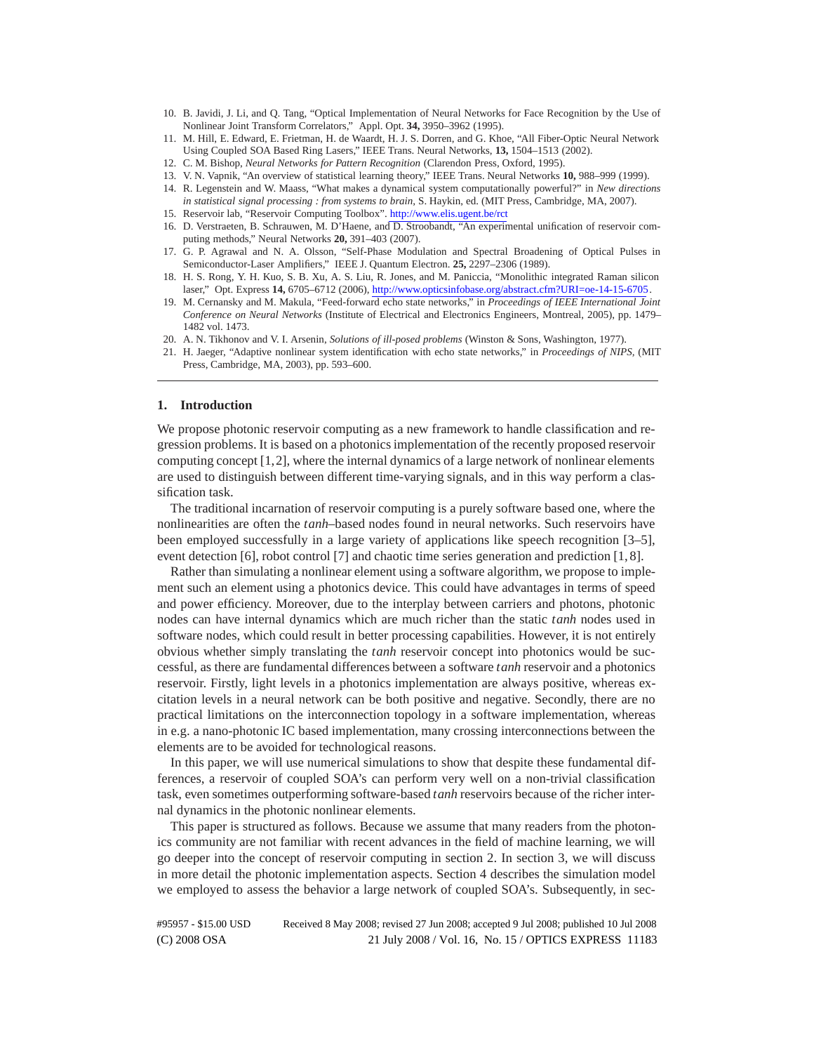10. B. Javidi, J. Li, and Q. Tang, "Optical Implementation of Neural Networks for Face Recognition by the Use of Nonlinear Joint Transform Correlators," Appl. Opt. **34,** 3950–3962 (1995).
11. M. Hill, E. Edward, E. Frietman, H. de Waardt, H. J. S. Dorren, and G. Khoe, "All Fiber-Optic Neural Network Using Coupled SOA Based Ring Lasers," IEEE Trans. Neural Networks, **13,** 1504–1513 (2002).
12. C. M. Bishop, *Neural Networks for Pattern Recognition* (Clarendon Press, Oxford, 1995).
13. V. N. Vapnik, "An overview of statistical learning theory," IEEE Trans. Neural Networks **10,** 988–999 (1999).
14. R. Legenstein and W. Maass, "What makes a dynamical system computationally powerful?" in *New directions in statistical signal processing : from systems to brain*, S. Haykin, ed. (MIT Press, Cambridge, MA, 2007).
15. Reservoir lab, "Reservoir Computing Toolbox". http://www.elis.ugent.be/rct
16. D. Verstraeten, B. Schrauwen, M. D'Haene, and D. Stroobandt, "An experimental unification of reservoir computing methods," Neural Networks **20,** 391–403 (2007).
17. G. P. Agrawal and N. A. Olsson, "Self-Phase Modulation and Spectral Broadening of Optical Pulses in Semiconductor-Laser Amplifiers," IEEE J. Quantum Electron. **25,** 2297–2306 (1989).
18. H. S. Rong, Y. H. Kuo, S. B. Xu, A. S. Liu, R. Jones, and M. Paniccia, "Monolithic integrated Raman silicon laser," Opt. Express **14,** 6705–6712 (2006), http://www.opticsinfobase.org/abstract.cfm?URI=oe-14-15-6705.
19. M. Cernansky and M. Makula, "Feed-forward echo state networks," in *Proceedings of IEEE International Joint Conference on Neural Networks* (Institute of Electrical and Electronics Engineers, Montreal, 2005), pp. 1479–1482 vol. 1473.
20. A. N. Tikhonov and V. I. Arsenin, *Solutions of ill-posed problems* (Winston & Sons, Washington, 1977).
21. H. Jaeger, "Adaptive nonlinear system identification with echo state networks," in *Proceedings of NIPS*, (MIT Press, Cambridge, MA, 2003), pp. 593–600.

## 1. Introduction

We propose photonic reservoir computing as a new framework to handle classification and regression problems. It is based on a photonics implementation of the recently proposed reservoir computing concept [1,2], where the internal dynamics of a large network of nonlinear elements are used to distinguish between different time-varying signals, and in this way perform a classification task.

The traditional incarnation of reservoir computing is a purely software based one, where the nonlinearities are often the *tanh*–based nodes found in neural networks. Such reservoirs have been employed successfully in a large variety of applications like speech recognition [3–5], event detection [6], robot control [7] and chaotic time series generation and prediction [1,8].

Rather than simulating a nonlinear element using a software algorithm, we propose to implement such an element using a photonics device. This could have advantages in terms of speed and power efficiency. Moreover, due to the interplay between carriers and photons, photonic nodes can have internal dynamics which are much richer than the static *tanh* nodes used in software nodes, which could result in better processing capabilities. However, it is not entirely obvious whether simply translating the *tanh* reservoir concept into photonics would be successful, as there are fundamental differences between a software *tanh* reservoir and a photonics reservoir. Firstly, light levels in a photonics implementation are always positive, whereas excitation levels in a neural network can be both positive and negative. Secondly, there are no practical limitations on the interconnection topology in a software implementation, whereas in e.g. a nano-photonic IC based implementation, many crossing interconnections between the elements are to be avoided for technological reasons.

In this paper, we will use numerical simulations to show that despite these fundamental differences, a reservoir of coupled SOA's can perform very well on a non-trivial classification task, even sometimes outperforming software-based *tanh* reservoirs because of the richer internal dynamics in the photonic nonlinear elements.

This paper is structured as follows. Because we assume that many readers from the photonics community are not familiar with recent advances in the field of machine learning, we will go deeper into the concept of reservoir computing in section 2. In section 3, we will discuss in more detail the photonic implementation aspects. Section 4 describes the simulation model we employed to assess the behavior a large network of coupled SOA's. Subsequently, in sec-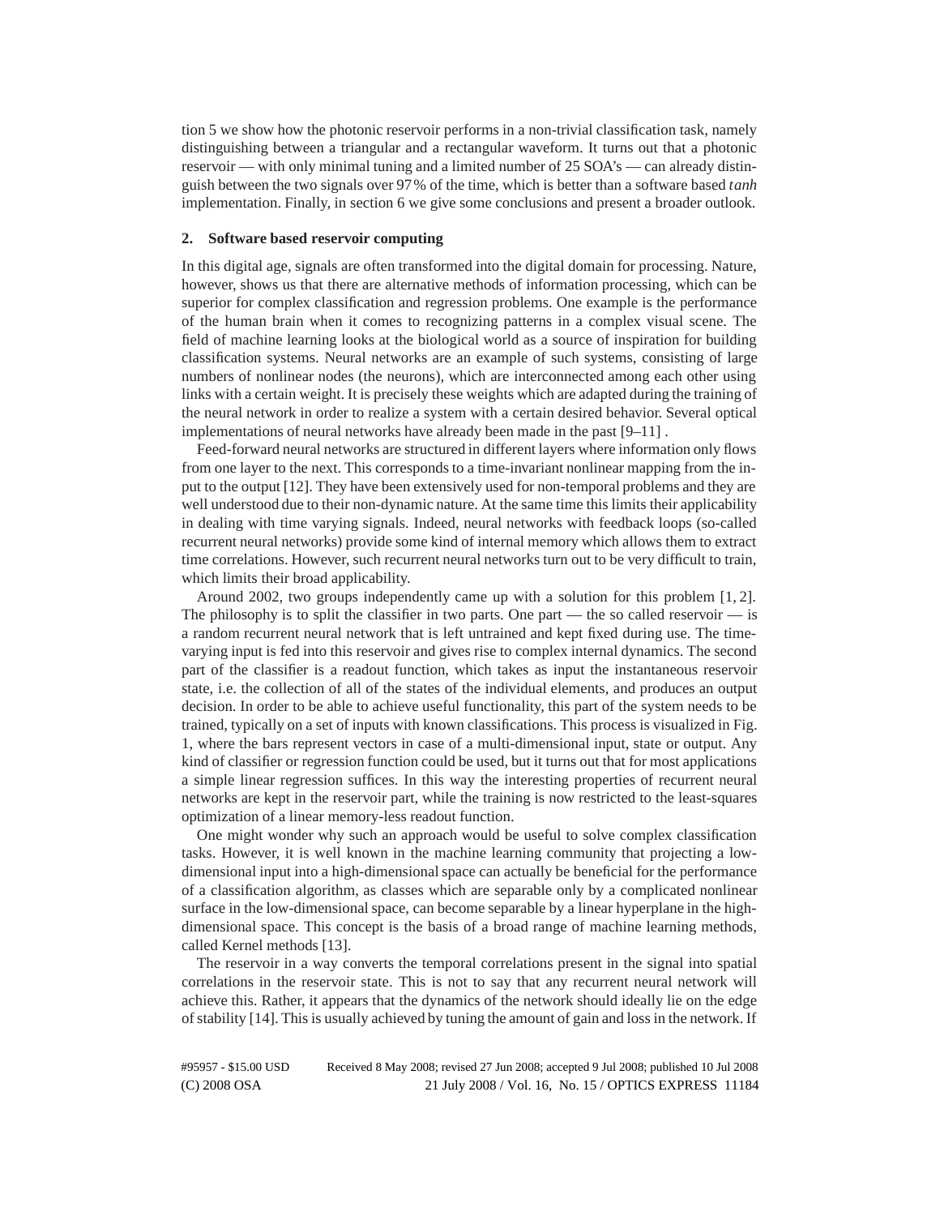tion 5 we show how the photonic reservoir performs in a non-trivial classification task, namely distinguishing between a triangular and a rectangular waveform. It turns out that a photonic reservoir — with only minimal tuning and a limited number of 25 SOA's — can already distinguish between the two signals over 97 % of the time, which is better than a software based *tanh* implementation. Finally, in section 6 we give some conclusions and present a broader outlook.

## 2. Software based reservoir computing

In this digital age, signals are often transformed into the digital domain for processing. Nature, however, shows us that there are alternative methods of information processing, which can be superior for complex classification and regression problems. One example is the performance of the human brain when it comes to recognizing patterns in a complex visual scene. The field of machine learning looks at the biological world as a source of inspiration for building classification systems. Neural networks are an example of such systems, consisting of large numbers of nonlinear nodes (the neurons), which are interconnected among each other using links with a certain weight. It is precisely these weights which are adapted during the training of the neural network in order to realize a system with a certain desired behavior. Several optical implementations of neural networks have already been made in the past [9–11] .

Feed-forward neural networks are structured in different layers where information only flows from one layer to the next. This corresponds to a time-invariant nonlinear mapping from the input to the output [12]. They have been extensively used for non-temporal problems and they are well understood due to their non-dynamic nature. At the same time this limits their applicability in dealing with time varying signals. Indeed, neural networks with feedback loops (so-called recurrent neural networks) provide some kind of internal memory which allows them to extract time correlations. However, such recurrent neural networks turn out to be very difficult to train, which limits their broad applicability.

Around 2002, two groups independently came up with a solution for this problem [1, 2]. The philosophy is to split the classifier in two parts. One part — the so called reservoir — is a random recurrent neural network that is left untrained and kept fixed during use. The time-varying input is fed into this reservoir and gives rise to complex internal dynamics. The second part of the classifier is a readout function, which takes as input the instantaneous reservoir state, i.e. the collection of all of the states of the individual elements, and produces an output decision. In order to be able to achieve useful functionality, this part of the system needs to be trained, typically on a set of inputs with known classifications. This process is visualized in Fig. 1, where the bars represent vectors in case of a multi-dimensional input, state or output. Any kind of classifier or regression function could be used, but it turns out that for most applications a simple linear regression suffices. In this way the interesting properties of recurrent neural networks are kept in the reservoir part, while the training is now restricted to the least-squares optimization of a linear memory-less readout function.

One might wonder why such an approach would be useful to solve complex classification tasks. However, it is well known in the machine learning community that projecting a low-dimensional input into a high-dimensional space can actually be beneficial for the performance of a classification algorithm, as classes which are separable only by a complicated nonlinear surface in the low-dimensional space, can become separable by a linear hyperplane in the high-dimensional space. This concept is the basis of a broad range of machine learning methods, called Kernel methods [13].

The reservoir in a way converts the temporal correlations present in the signal into spatial correlations in the reservoir state. This is not to say that any recurrent neural network will achieve this. Rather, it appears that the dynamics of the network should ideally lie on the edge of stability [14]. This is usually achieved by tuning the amount of gain and loss in the network. If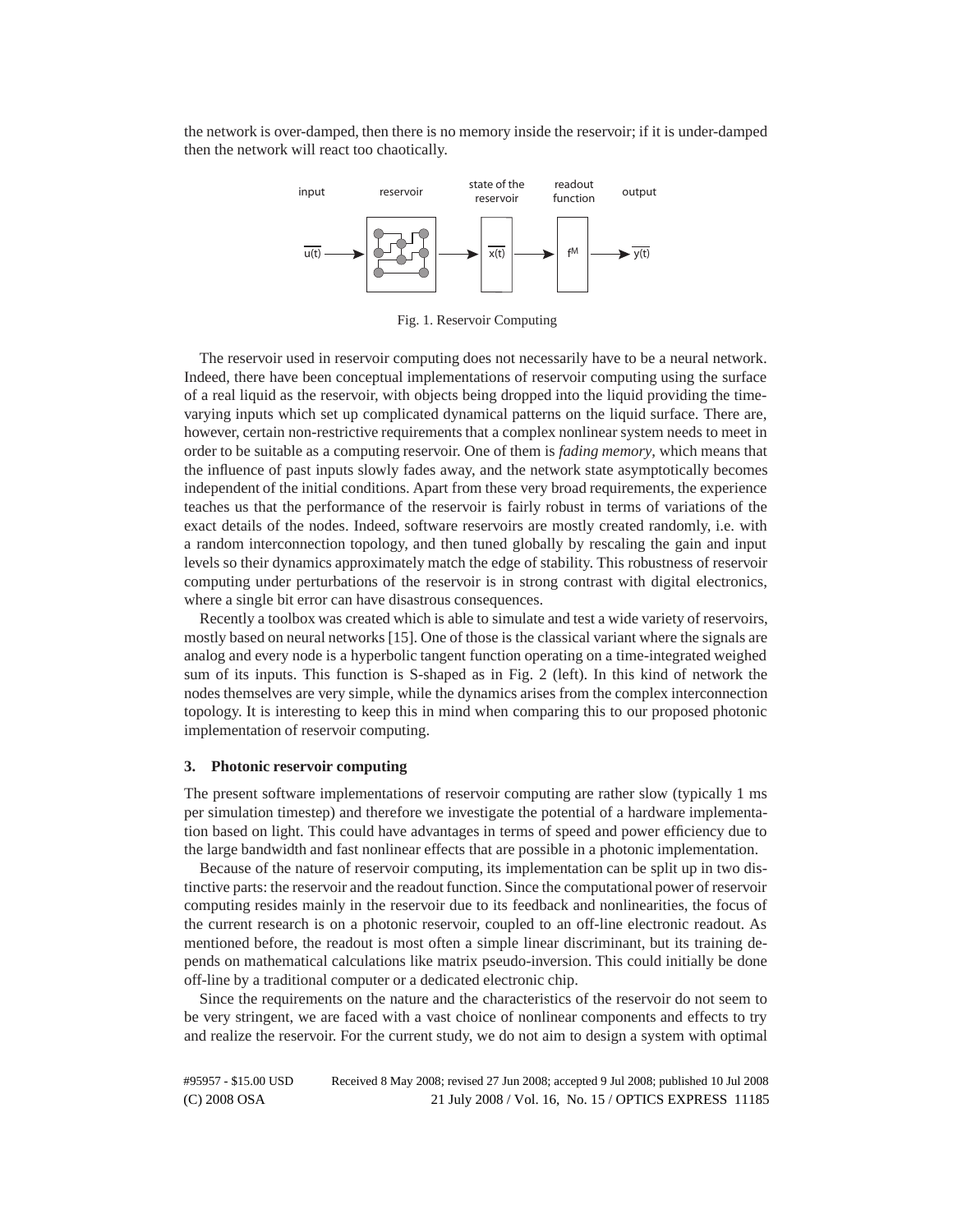the network is over-damped, then there is no memory inside the reservoir; if it is under-damped then the network will react too chaotically.

input
reservoir
state of the reservoir
readout function
output
$\overline{u(t)}$
$\overline{x(t)}$
$f^M$
$\overline{y(t)}$

Fig. 1. Reservoir Computing

The reservoir used in reservoir computing does not necessarily have to be a neural network. Indeed, there have been conceptual implementations of reservoir computing using the surface of a real liquid as the reservoir, with objects being dropped into the liquid providing the time-varying inputs which set up complicated dynamical patterns on the liquid surface. There are, however, certain non-restrictive requirements that a complex nonlinear system needs to meet in order to be suitable as a computing reservoir. One of them is *fading memory*, which means that the influence of past inputs slowly fades away, and the network state asymptotically becomes independent of the initial conditions. Apart from these very broad requirements, the experience teaches us that the performance of the reservoir is fairly robust in terms of variations of the exact details of the nodes. Indeed, software reservoirs are mostly created randomly, i.e. with a random interconnection topology, and then tuned globally by rescaling the gain and input levels so their dynamics approximately match the edge of stability. This robustness of reservoir computing under perturbations of the reservoir is in strong contrast with digital electronics, where a single bit error can have disastrous consequences.

Recently a toolbox was created which is able to simulate and test a wide variety of reservoirs, mostly based on neural networks [15]. One of those is the classical variant where the signals are analog and every node is a hyperbolic tangent function operating on a time-integrated weighed sum of its inputs. This function is S-shaped as in Fig. 2 (left). In this kind of network the nodes themselves are very simple, while the dynamics arises from the complex interconnection topology. It is interesting to keep this in mind when comparing this to our proposed photonic implementation of reservoir computing.

## 3. Photonic reservoir computing

The present software implementations of reservoir computing are rather slow (typically 1 ms per simulation timestep) and therefore we investigate the potential of a hardware implementation based on light. This could have advantages in terms of speed and power efficiency due to the large bandwidth and fast nonlinear effects that are possible in a photonic implementation.

Because of the nature of reservoir computing, its implementation can be split up in two distinctive parts: the reservoir and the readout function. Since the computational power of reservoir computing resides mainly in the reservoir due to its feedback and nonlinearities, the focus of the current research is on a photonic reservoir, coupled to an off-line electronic readout. As mentioned before, the readout is most often a simple linear discriminant, but its training depends on mathematical calculations like matrix pseudo-inversion. This could initially be done off-line by a traditional computer or a dedicated electronic chip.

Since the requirements on the nature and the characteristics of the reservoir do not seem to be very stringent, we are faced with a vast choice of nonlinear components and effects to try and realize the reservoir. For the current study, we do not aim to design a system with optimal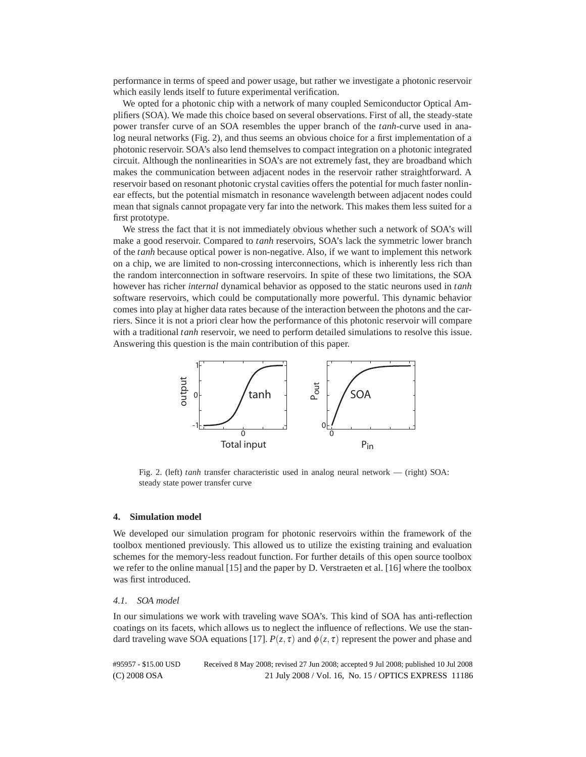performance in terms of speed and power usage, but rather we investigate a photonic reservoir which easily lends itself to future experimental verification.

We opted for a photonic chip with a network of many coupled Semiconductor Optical Amplifiers (SOA). We made this choice based on several observations. First of all, the steady-state power transfer curve of an SOA resembles the upper branch of the *tanh*-curve used in analog neural networks (Fig. 2), and thus seems an obvious choice for a first implementation of a photonic reservoir. SOA's also lend themselves to compact integration on a photonic integrated circuit. Although the nonlinearities in SOA's are not extremely fast, they are broadband which makes the communication between adjacent nodes in the reservoir rather straightforward. A reservoir based on resonant photonic crystal cavities offers the potential for much faster nonlinear effects, but the potential mismatch in resonance wavelength between adjacent nodes could mean that signals cannot propagate very far into the network. This makes them less suited for a first prototype.

We stress the fact that it is not immediately obvious whether such a network of SOA's will make a good reservoir. Compared to *tanh* reservoirs, SOA's lack the symmetric lower branch of the *tanh* because optical power is non-negative. Also, if we want to implement this network on a chip, we are limited to non-crossing interconnections, which is inherently less rich than the random interconnection in software reservoirs. In spite of these two limitations, the SOA however has richer *internal* dynamical behavior as opposed to the static neurons used in *tanh* software reservoirs, which could be computationally more powerful. This dynamic behavior comes into play at higher data rates because of the interaction between the photons and the carriers. Since it is not a priori clear how the performance of this photonic reservoir will compare with a traditional *tanh* reservoir, we need to perform detailed simulations to resolve this issue. Answering this question is the main contribution of this paper.

Fig. 2. (left) *tanh* transfer characteristic used in analog neural network — (right) SOA: steady state power transfer curve

## 4. Simulation model

We developed our simulation program for photonic reservoirs within the framework of the toolbox mentioned previously. This allowed us to utilize the existing training and evaluation schemes for the memory-less readout function. For further details of this open source toolbox we refer to the online manual [15] and the paper by D. Verstraeten et al. [16] where the toolbox was first introduced.

### 4.1. SOA model

In our simulations we work with traveling wave SOA's. This kind of SOA has anti-reflection coatings on its facets, which allows us to neglect the influence of reflections. We use the standard traveling wave SOA equations [17]. $P(z,\tau)$ and $\phi(z,\tau)$ represent the power and phase and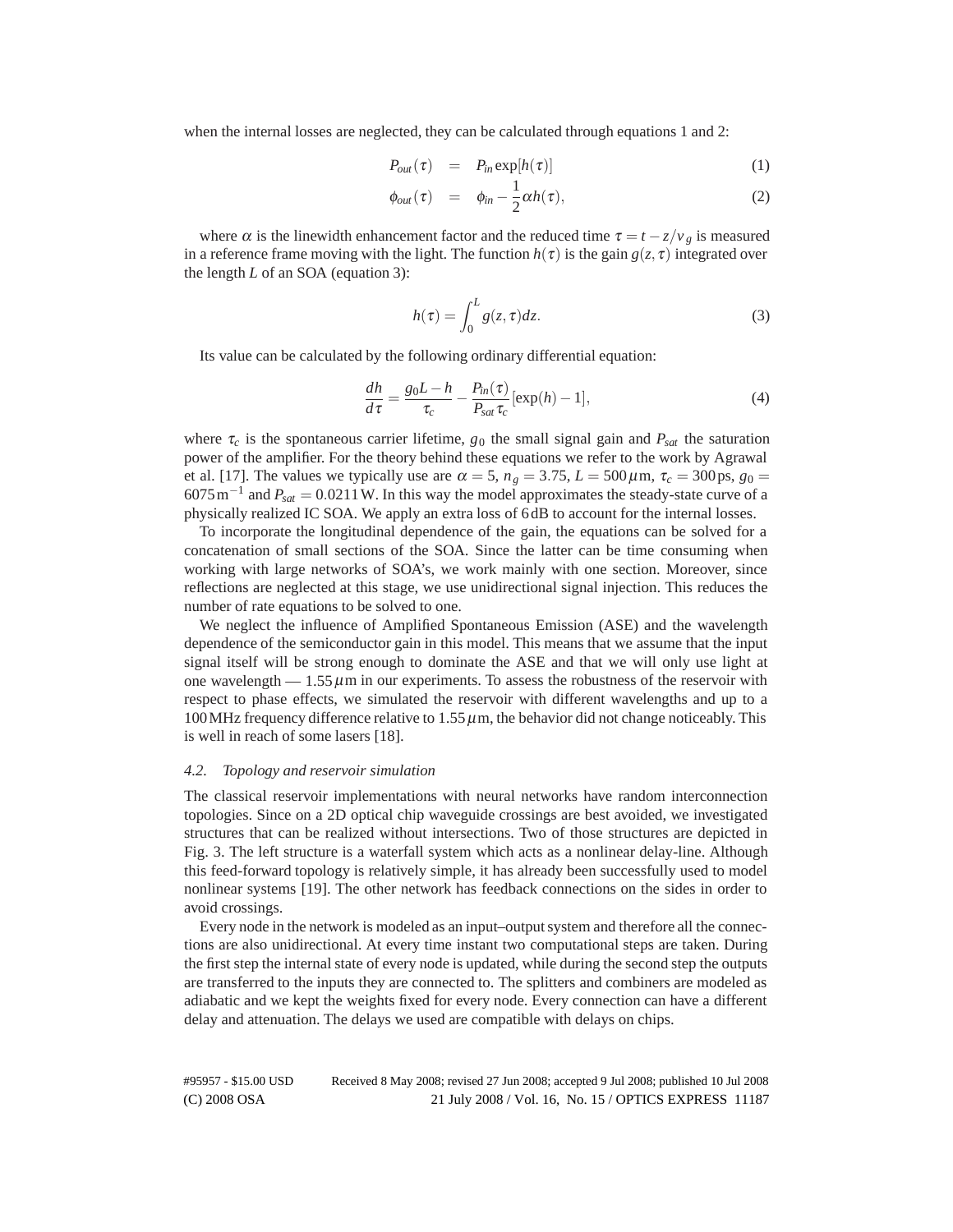when the internal losses are neglected, they can be calculated through equations 1 and 2:

$$P_{out}(\tau) = P_{in}\exp[h(\tau)] \tag{1}$$

$$\phi_{out}(\tau) = \phi_{in} - \frac{1}{2}\alpha h(\tau), \tag{2}$$

where $\alpha$ is the linewidth enhancement factor and the reduced time $\tau = t - z/v_g$ is measured in a reference frame moving with the light. The function $h(\tau)$ is the gain $g(z,\tau)$ integrated over the length $L$ of an SOA (equation 3):

$$h(\tau) = \int_0^L g(z,\tau)dz. \tag{3}$$

Its value can be calculated by the following ordinary differential equation:

$$\frac{dh}{d\tau} = \frac{g_0 L - h}{\tau_c} - \frac{P_{in}(\tau)}{P_{sat}\tau_c}[\exp(h) - 1], \tag{4}$$

where $\tau_c$ is the spontaneous carrier lifetime, $g_0$ the small signal gain and $P_{sat}$ the saturation power of the amplifier. For the theory behind these equations we refer to the work by Agrawal et al. [17]. The values we typically use are $\alpha = 5$, $n_g = 3.75$, $L = 500\,\mu\text{m}$, $\tau_c = 300\,\text{ps}$, $g_0 = 6075\,\text{m}^{-1}$ and $P_{sat} = 0.0211\,\text{W}$. In this way the model approximates the steady-state curve of a physically realized IC SOA. We apply an extra loss of 6 dB to account for the internal losses.

To incorporate the longitudinal dependence of the gain, the equations can be solved for a concatenation of small sections of the SOA. Since the latter can be time consuming when working with large networks of SOA's, we work mainly with one section. Moreover, since reflections are neglected at this stage, we use unidirectional signal injection. This reduces the number of rate equations to be solved to one.

We neglect the influence of Amplified Spontaneous Emission (ASE) and the wavelength dependence of the semiconductor gain in this model. This means that we assume that the input signal itself will be strong enough to dominate the ASE and that we will only use light at one wavelength — $1.55\,\mu\text{m}$ in our experiments. To assess the robustness of the reservoir with respect to phase effects, we simulated the reservoir with different wavelengths and up to a 100 MHz frequency difference relative to $1.55\,\mu\text{m}$, the behavior did not change noticeably. This is well in reach of some lasers [18].

### 4.2. *Topology and reservoir simulation*

The classical reservoir implementations with neural networks have random interconnection topologies. Since on a 2D optical chip waveguide crossings are best avoided, we investigated structures that can be realized without intersections. Two of those structures are depicted in Fig. 3. The left structure is a waterfall system which acts as a nonlinear delay-line. Although this feed-forward topology is relatively simple, it has already been successfully used to model nonlinear systems [19]. The other network has feedback connections on the sides in order to avoid crossings.

Every node in the network is modeled as an input–output system and therefore all the connections are also unidirectional. At every time instant two computational steps are taken. During the first step the internal state of every node is updated, while during the second step the outputs are transferred to the inputs they are connected to. The splitters and combiners are modeled as adiabatic and we kept the weights fixed for every node. Every connection can have a different delay and attenuation. The delays we used are compatible with delays on chips.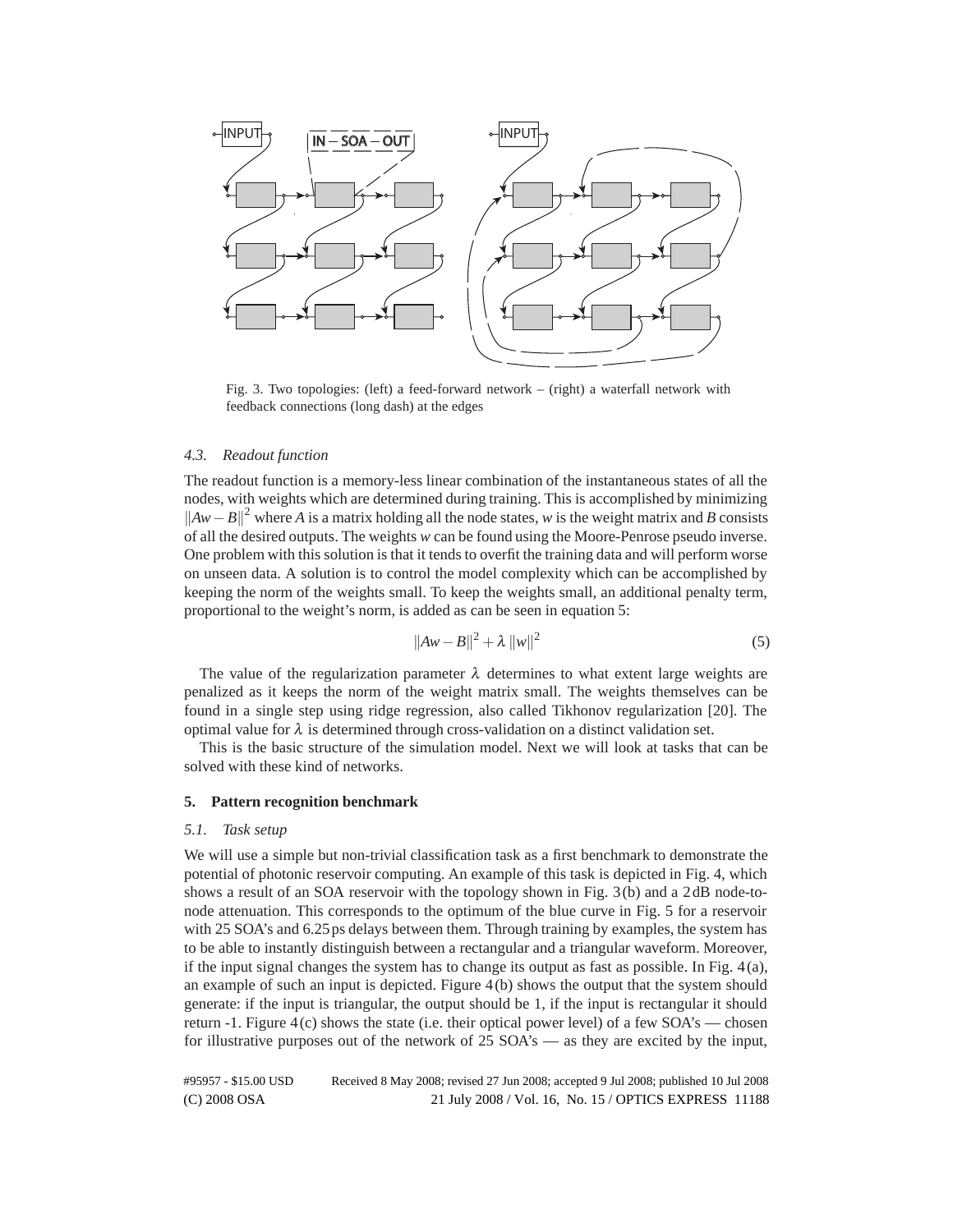Fig. 3. Two topologies: (left) a feed-forward network – (right) a waterfall network with feedback connections (long dash) at the edges

### 4.3. Readout function

The readout function is a memory-less linear combination of the instantaneous states of all the nodes, with weights which are determined during training. This is accomplished by minimizing $\|Aw - B\|^2$ where $A$ is a matrix holding all the node states, $w$ is the weight matrix and $B$ consists of all the desired outputs. The weights $w$ can be found using the Moore-Penrose pseudo inverse. One problem with this solution is that it tends to overfit the training data and will perform worse on unseen data. A solution is to control the model complexity which can be accomplished by keeping the norm of the weights small. To keep the weights small, an additional penalty term, proportional to the weight's norm, is added as can be seen in equation 5:

$$\|Aw - B\|^2 + \lambda \|w\|^2 \tag{5}$$

The value of the regularization parameter $\lambda$ determines to what extent large weights are penalized as it keeps the norm of the weight matrix small. The weights themselves can be found in a single step using ridge regression, also called Tikhonov regularization [20]. The optimal value for $\lambda$ is determined through cross-validation on a distinct validation set.

This is the basic structure of the simulation model. Next we will look at tasks that can be solved with these kind of networks.

## 5. Pattern recognition benchmark

### 5.1. Task setup

We will use a simple but non-trivial classification task as a first benchmark to demonstrate the potential of photonic reservoir computing. An example of this task is depicted in Fig. 4, which shows a result of an SOA reservoir with the topology shown in Fig. 3(b) and a 2 dB node-to-node attenuation. This corresponds to the optimum of the blue curve in Fig. 5 for a reservoir with 25 SOA's and 6.25 ps delays between them. Through training by examples, the system has to be able to instantly distinguish between a rectangular and a triangular waveform. Moreover, if the input signal changes the system has to change its output as fast as possible. In Fig. 4(a), an example of such an input is depicted. Figure 4(b) shows the output that the system should generate: if the input is triangular, the output should be 1, if the input is rectangular it should return -1. Figure 4(c) shows the state (i.e. their optical power level) of a few SOA's — chosen for illustrative purposes out of the network of 25 SOA's — as they are excited by the input,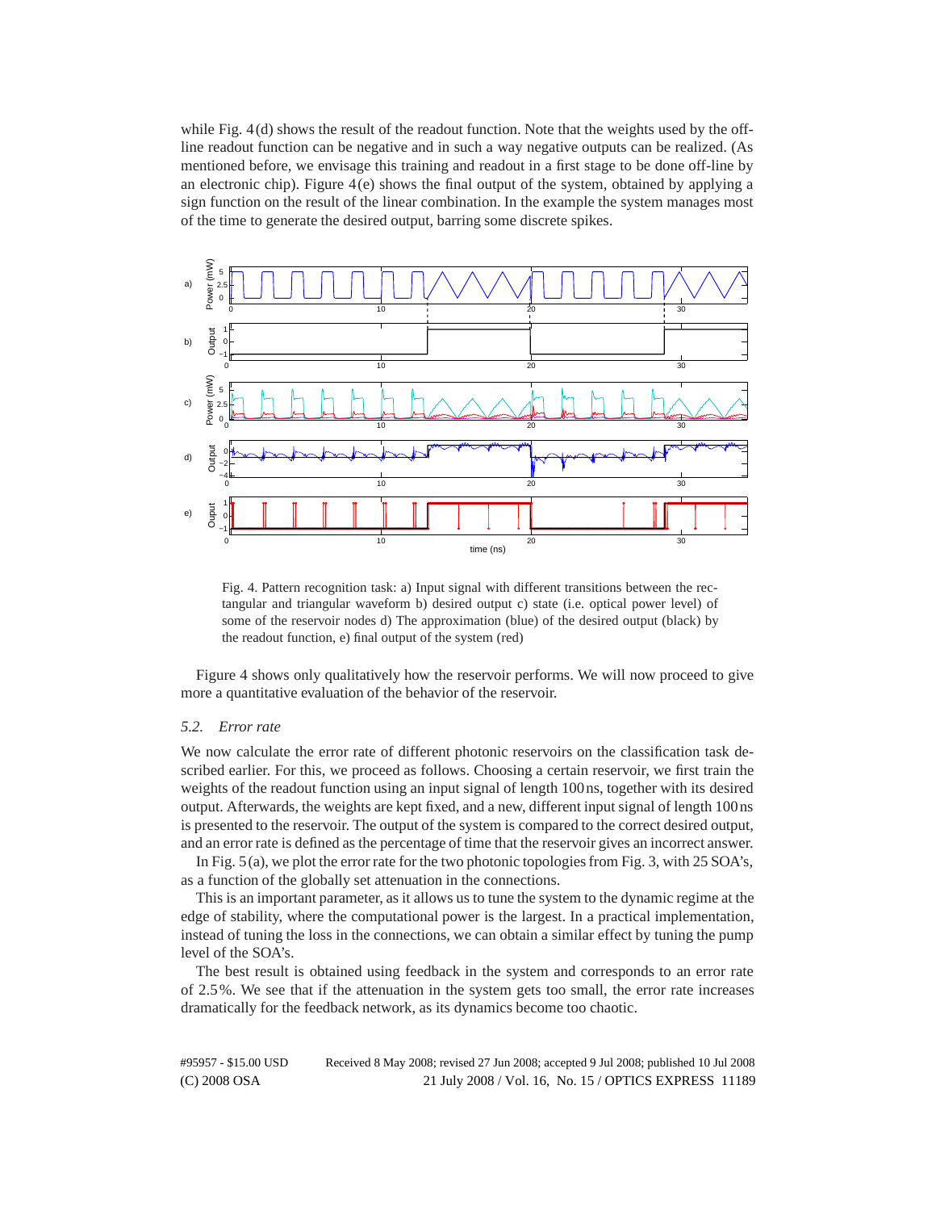while Fig. 4(d) shows the result of the readout function. Note that the weights used by the off-line readout function can be negative and in such a way negative outputs can be realized. (As mentioned before, we envisage this training and readout in a first stage to be done off-line by an electronic chip). Figure 4(e) shows the final output of the system, obtained by applying a sign function on the result of the linear combination. In the example the system manages most of the time to generate the desired output, barring some discrete spikes.

Fig. 4. Pattern recognition task: a) Input signal with different transitions between the rectangular and triangular waveform b) desired output c) state (i.e. optical power level) of some of the reservoir nodes d) The approximation (blue) of the desired output (black) by the readout function, e) final output of the system (red)

Figure 4 shows only qualitatively how the reservoir performs. We will now proceed to give more a quantitative evaluation of the behavior of the reservoir.

### 5.2. Error rate

We now calculate the error rate of different photonic reservoirs on the classification task described earlier. For this, we proceed as follows. Choosing a certain reservoir, we first train the weights of the readout function using an input signal of length 100 ns, together with its desired output. Afterwards, the weights are kept fixed, and a new, different input signal of length 100 ns is presented to the reservoir. The output of the system is compared to the correct desired output, and an error rate is defined as the percentage of time that the reservoir gives an incorrect answer.

In Fig. 5(a), we plot the error rate for the two photonic topologies from Fig. 3, with 25 SOA's, as a function of the globally set attenuation in the connections.

This is an important parameter, as it allows us to tune the system to the dynamic regime at the edge of stability, where the computational power is the largest. In a practical implementation, instead of tuning the loss in the connections, we can obtain a similar effect by tuning the pump level of the SOA's.

The best result is obtained using feedback in the system and corresponds to an error rate of 2.5%. We see that if the attenuation in the system gets too small, the error rate increases dramatically for the feedback network, as its dynamics become too chaotic.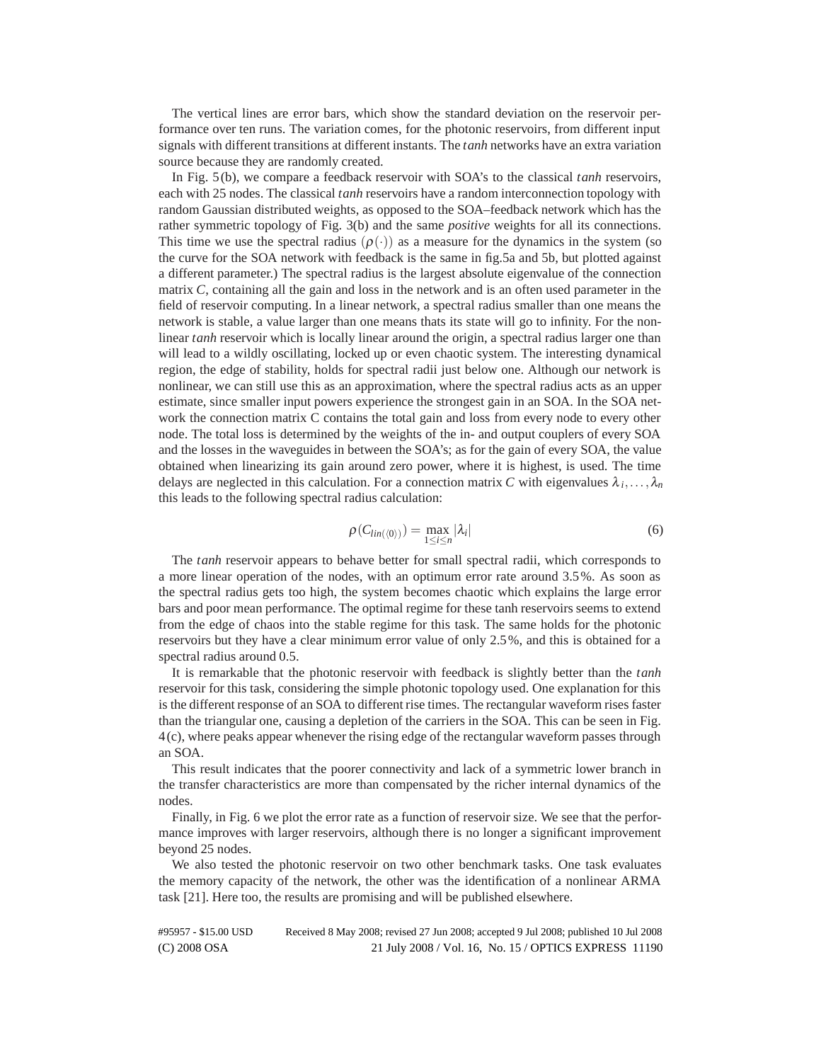The vertical lines are error bars, which show the standard deviation on the reservoir performance over ten runs. The variation comes, for the photonic reservoirs, from different input signals with different transitions at different instants. The *tanh* networks have an extra variation source because they are randomly created.

In Fig. 5(b), we compare a feedback reservoir with SOA's to the classical *tanh* reservoirs, each with 25 nodes. The classical *tanh* reservoirs have a random interconnection topology with random Gaussian distributed weights, as opposed to the SOA–feedback network which has the rather symmetric topology of Fig. 3(b) and the same *positive* weights for all its connections. This time we use the spectral radius ($\rho(\cdot)$) as a measure for the dynamics in the system (so the curve for the SOA network with feedback is the same in fig.5a and 5b, but plotted against a different parameter.) The spectral radius is the largest absolute eigenvalue of the connection matrix $C$, containing all the gain and loss in the network and is an often used parameter in the field of reservoir computing. In a linear network, a spectral radius smaller than one means the network is stable, a value larger than one means thats its state will go to infinity. For the nonlinear *tanh* reservoir which is locally linear around the origin, a spectral radius larger one than will lead to a wildly oscillating, locked up or even chaotic system. The interesting dynamical region, the edge of stability, holds for spectral radii just below one. Although our network is nonlinear, we can still use this as an approximation, where the spectral radius acts as an upper estimate, since smaller input powers experience the strongest gain in an SOA. In the SOA network the connection matrix C contains the total gain and loss from every node to every other node. The total loss is determined by the weights of the in- and output couplers of every SOA and the losses in the waveguides in between the SOA's; as for the gain of every SOA, the value obtained when linearizing its gain around zero power, where it is highest, is used. The time delays are neglected in this calculation. For a connection matrix $C$ with eigenvalues $\lambda_i, \ldots, \lambda_n$ this leads to the following spectral radius calculation:

$$\rho(C_{lin(\langle 0 \rangle)}) = \max_{1 \leq i \leq n} |\lambda_i| \tag{6}$$

The *tanh* reservoir appears to behave better for small spectral radii, which corresponds to a more linear operation of the nodes, with an optimum error rate around 3.5%. As soon as the spectral radius gets too high, the system becomes chaotic which explains the large error bars and poor mean performance. The optimal regime for these tanh reservoirs seems to extend from the edge of chaos into the stable regime for this task. The same holds for the photonic reservoirs but they have a clear minimum error value of only 2.5%, and this is obtained for a spectral radius around 0.5.

It is remarkable that the photonic reservoir with feedback is slightly better than the *tanh* reservoir for this task, considering the simple photonic topology used. One explanation for this is the different response of an SOA to different rise times. The rectangular waveform rises faster than the triangular one, causing a depletion of the carriers in the SOA. This can be seen in Fig. 4(c), where peaks appear whenever the rising edge of the rectangular waveform passes through an SOA.

This result indicates that the poorer connectivity and lack of a symmetric lower branch in the transfer characteristics are more than compensated by the richer internal dynamics of the nodes.

Finally, in Fig. 6 we plot the error rate as a function of reservoir size. We see that the performance improves with larger reservoirs, although there is no longer a significant improvement beyond 25 nodes.

We also tested the photonic reservoir on two other benchmark tasks. One task evaluates the memory capacity of the network, the other was the identification of a nonlinear ARMA task [21]. Here too, the results are promising and will be published elsewhere.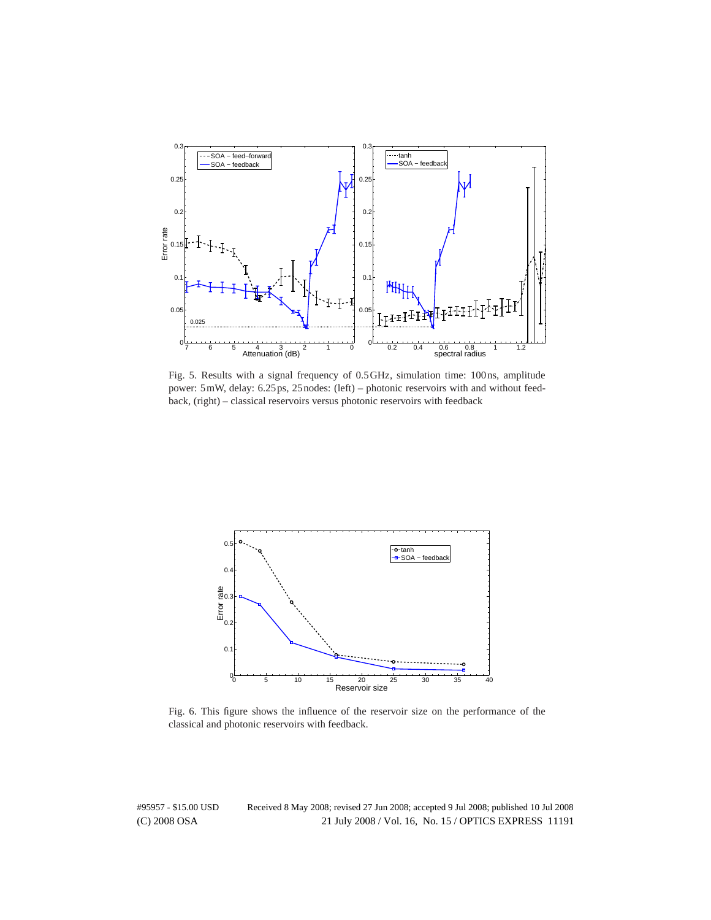Fig. 5. Results with a signal frequency of 0.5 GHz, simulation time: 100 ns, amplitude power: 5 mW, delay: 6.25 ps, 25 nodes: (left) – photonic reservoirs with and without feedback, (right) – classical reservoirs versus photonic reservoirs with feedback

Fig. 6. This figure shows the influence of the reservoir size on the performance of the classical and photonic reservoirs with feedback.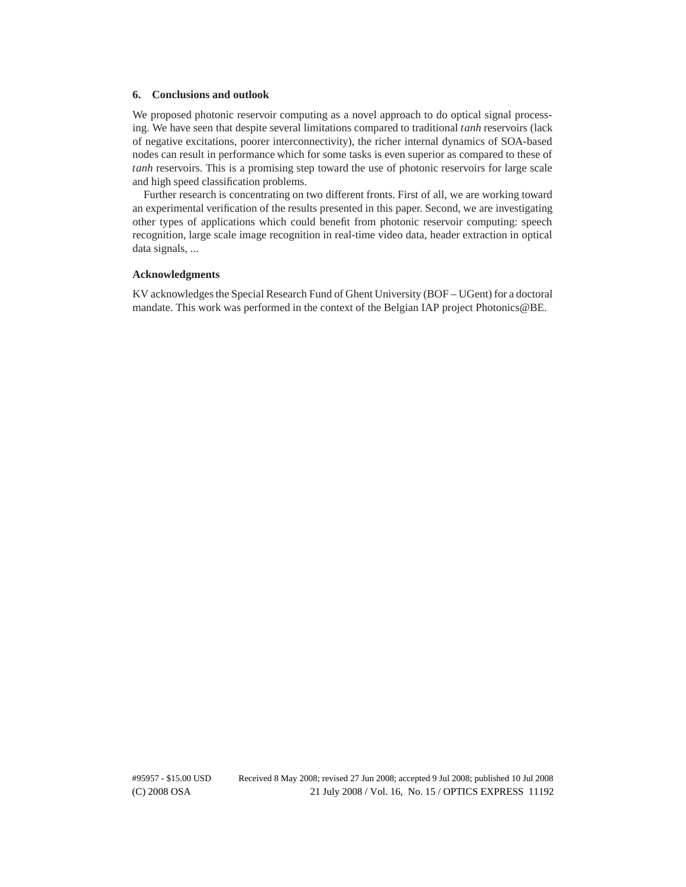## 6. Conclusions and outlook

We proposed photonic reservoir computing as a novel approach to do optical signal processing. We have seen that despite several limitations compared to traditional *tanh* reservoirs (lack of negative excitations, poorer interconnectivity), the richer internal dynamics of SOA-based nodes can result in performance which for some tasks is even superior as compared to these of *tanh* reservoirs. This is a promising step toward the use of photonic reservoirs for large scale and high speed classification problems.

Further research is concentrating on two different fronts. First of all, we are working toward an experimental verification of the results presented in this paper. Second, we are investigating other types of applications which could benefit from photonic reservoir computing: speech recognition, large scale image recognition in real-time video data, header extraction in optical data signals, ...

### Acknowledgments

KV acknowledges the Special Research Fund of Ghent University (BOF – UGent) for a doctoral mandate. This work was performed in the context of the Belgian IAP project Photonics@BE.

#95957 - $15.00 USD Received 8 May 2008; revised 27 Jun 2008; accepted 9 Jul 2008; published 10 Jul 2008
(C) 2008 OSA